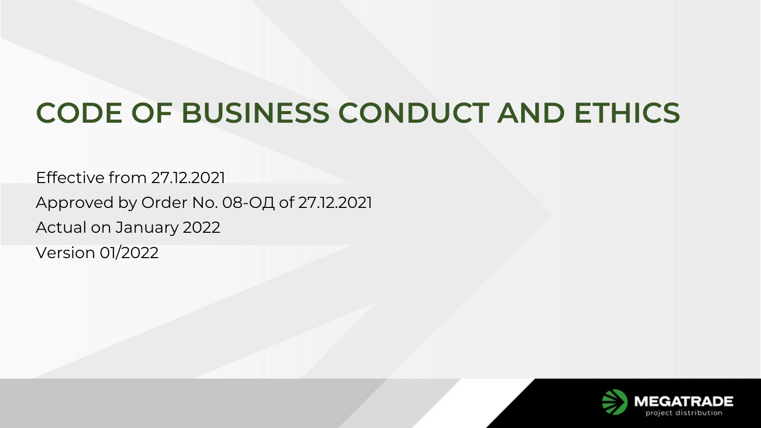# CODE OF BUSINESS CONDUCT AND ETHICS

Effective from 27.12.2021

Approved by Order No. 08-ОД of 27.12.2021

Actual on January 2022

Version 01/2022

MEGATRADE

project distribution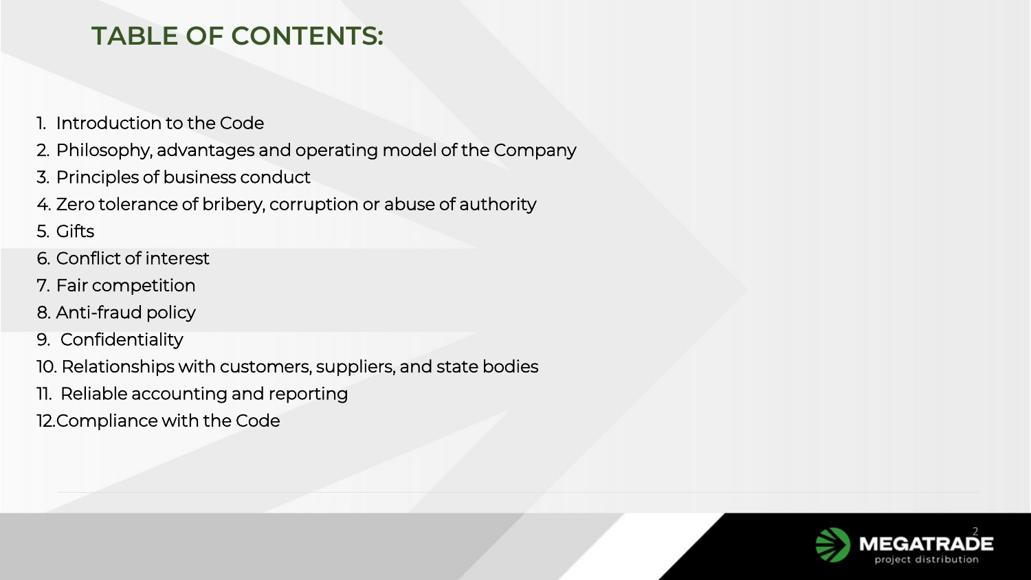# TABLE OF CONTENTS:

1. Introduction to the Code
2. Philosophy, advantages and operating model of the Company
3. Principles of business conduct
4. Zero tolerance of bribery, corruption or abuse of authority
5. Gifts
6. Conflict of interest
7. Fair competition
8. Anti-fraud policy
9. Confidentiality
10. Relationships with customers, suppliers, and state bodies
11. Reliable accounting and reporting
12. Compliance with the Code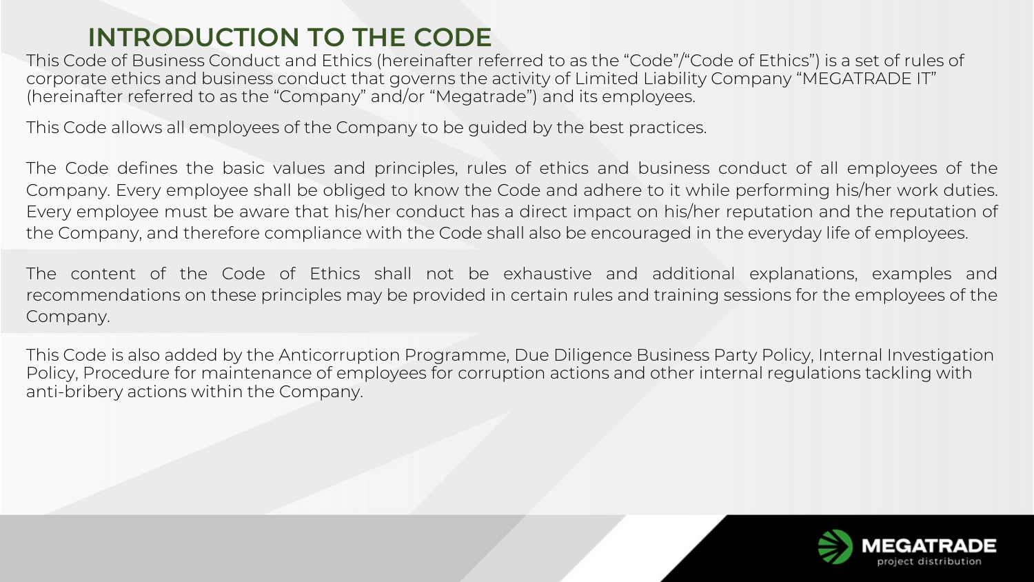# INTRODUCTION TO THE CODE

This Code of Business Conduct and Ethics (hereinafter referred to as the “Code”/“Code of Ethics”) is a set of rules of corporate ethics and business conduct that governs the activity of Limited Liability Company “MEGATRADE IT” (hereinafter referred to as the “Company” and/or “Megatrade”) and its employees.

This Code allows all employees of the Company to be guided by the best practices.

The Code defines the basic values and principles, rules of ethics and business conduct of all employees of the Company. Every employee shall be obliged to know the Code and adhere to it while performing his/her work duties. Every employee must be aware that his/her conduct has a direct impact on his/her reputation and the reputation of the Company, and therefore compliance with the Code shall also be encouraged in the everyday life of employees.

The content of the Code of Ethics shall not be exhaustive and additional explanations, examples and recommendations on these principles may be provided in certain rules and training sessions for the employees of the Company.

This Code is also added by the Anticorruption Programme, Due Diligence Business Party Policy, Internal Investigation Policy, Procedure for maintenance of employees for corruption actions and other internal regulations tackling with anti-bribery actions within the Company.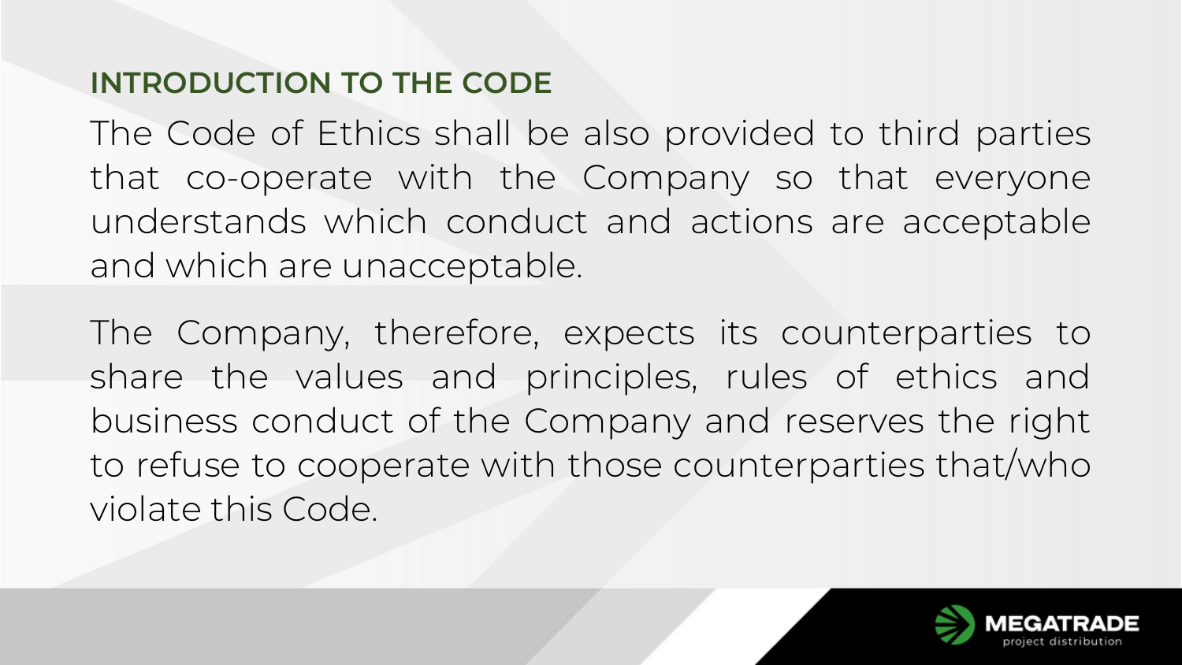## INTRODUCTION TO THE CODE

The Code of Ethics shall be also provided to third parties that co-operate with the Company so that everyone understands which conduct and actions are acceptable and which are unacceptable.

The Company, therefore, expects its counterparties to share the values and principles, rules of ethics and business conduct of the Company and reserves the right to refuse to cooperate with those counterparties that/who violate this Code.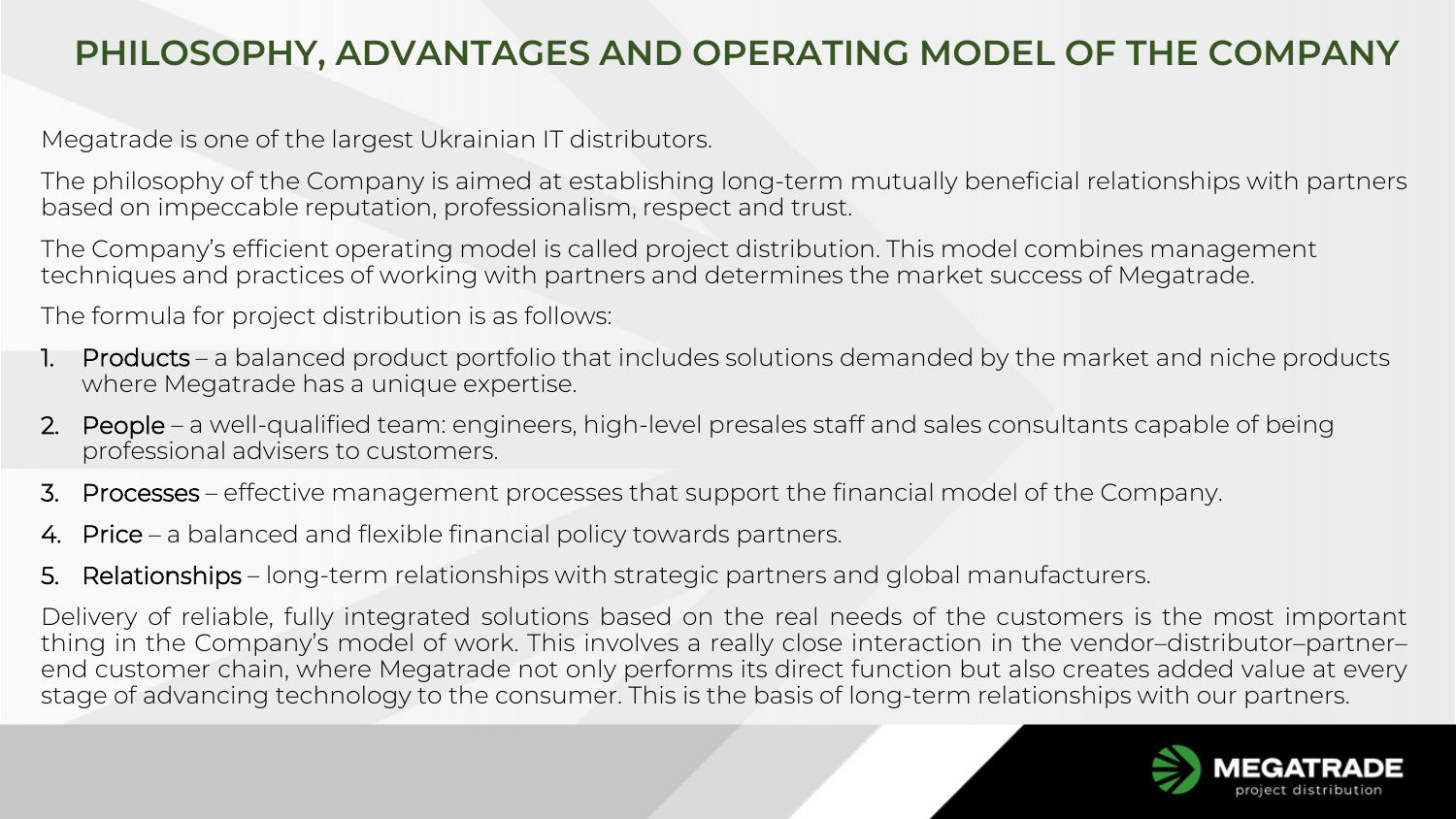# PHILOSOPHY, ADVANTAGES AND OPERATING MODEL OF THE COMPANY

Megatrade is one of the largest Ukrainian IT distributors.

The philosophy of the Company is aimed at establishing long-term mutually beneficial relationships with partners based on impeccable reputation, professionalism, respect and trust.

The Company's efficient operating model is called project distribution. This model combines management techniques and practices of working with partners and determines the market success of Megatrade.

The formula for project distribution is as follows:

1. Products – a balanced product portfolio that includes solutions demanded by the market and niche products where Megatrade has a unique expertise.
2. People – a well-qualified team: engineers, high-level presales staff and sales consultants capable of being professional advisers to customers.
3. Processes – effective management processes that support the financial model of the Company.
4. Price – a balanced and flexible financial policy towards partners.
5. Relationships – long-term relationships with strategic partners and global manufacturers.

Delivery of reliable, fully integrated solutions based on the real needs of the customers is the most important thing in the Company's model of work. This involves a really close interaction in the vendor–distributor–partner–end customer chain, where Megatrade not only performs its direct function but also creates added value at every stage of advancing technology to the consumer. This is the basis of long-term relationships with our partners.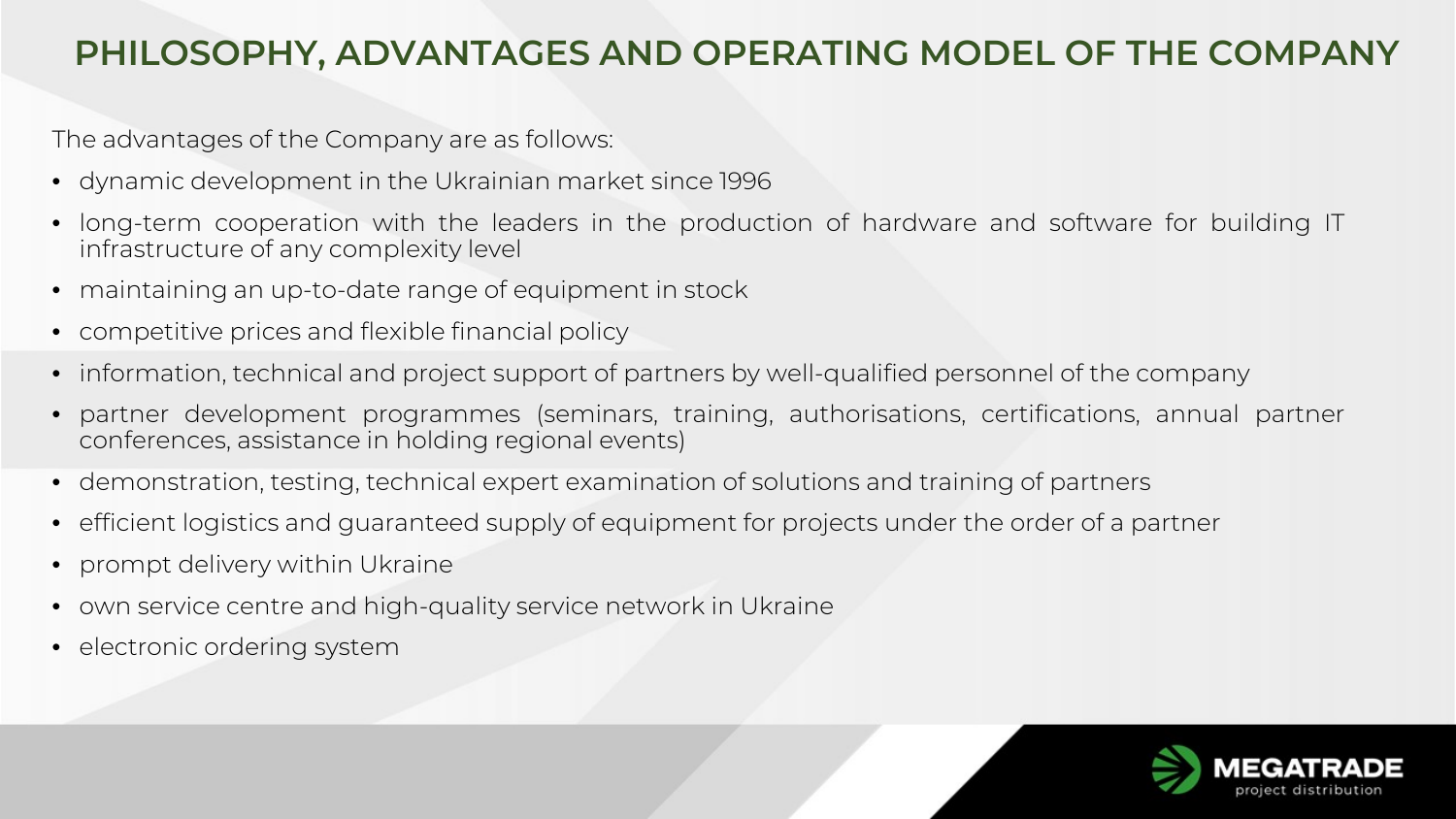# PHILOSOPHY, ADVANTAGES AND OPERATING MODEL OF THE COMPANY

The advantages of the Company are as follows:

- dynamic development in the Ukrainian market since 1996
- long-term cooperation with the leaders in the production of hardware and software for building IT infrastructure of any complexity level
- maintaining an up-to-date range of equipment in stock
- competitive prices and flexible financial policy
- information, technical and project support of partners by well-qualified personnel of the company
- partner development programmes (seminars, training, authorisations, certifications, annual partner conferences, assistance in holding regional events)
- demonstration, testing, technical expert examination of solutions and training of partners
- efficient logistics and guaranteed supply of equipment for projects under the order of a partner
- prompt delivery within Ukraine
- own service centre and high-quality service network in Ukraine
- electronic ordering system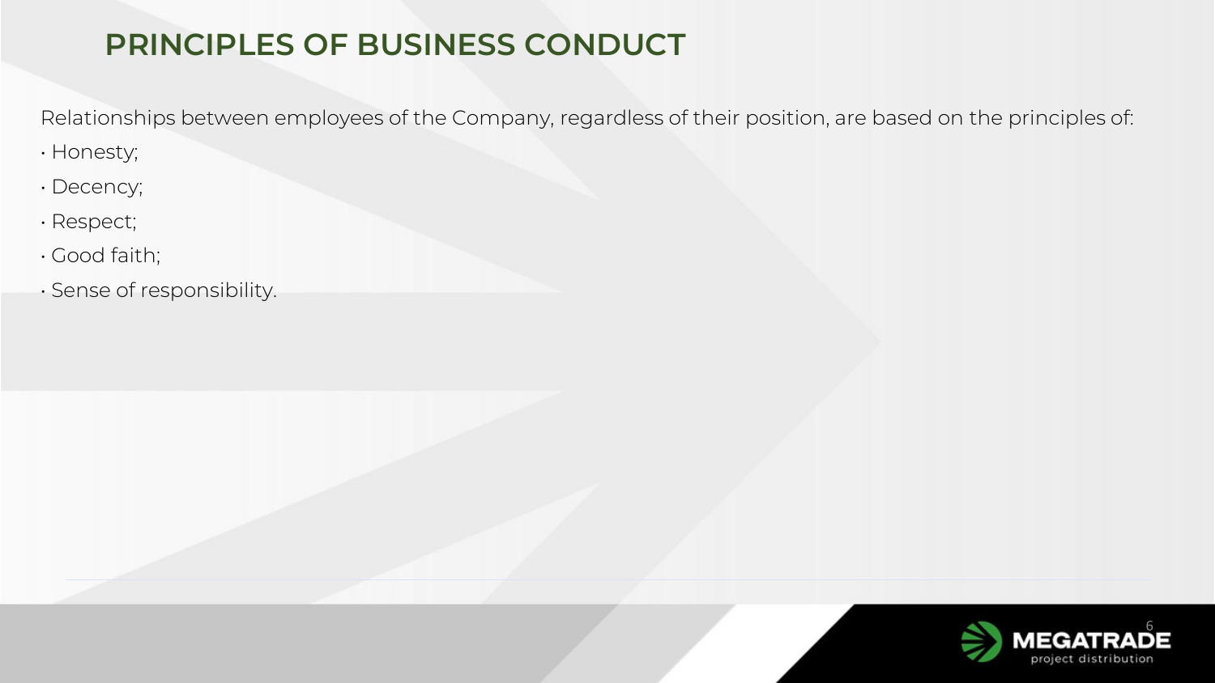# PRINCIPLES OF BUSINESS CONDUCT

Relationships between employees of the Company, regardless of their position, are based on the principles of:

- Honesty;
- Decency;
- Respect;
- Good faith;
- Sense of responsibility.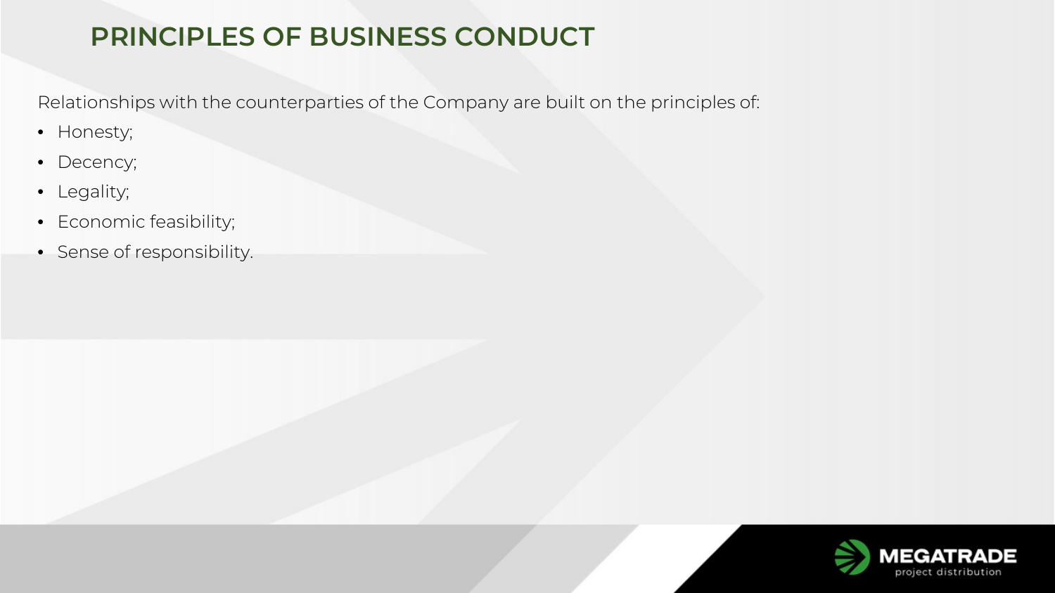# PRINCIPLES OF BUSINESS CONDUCT

Relationships with the counterparties of the Company are built on the principles of:

- Honesty;
- Decency;
- Legality;
- Economic feasibility;
- Sense of responsibility.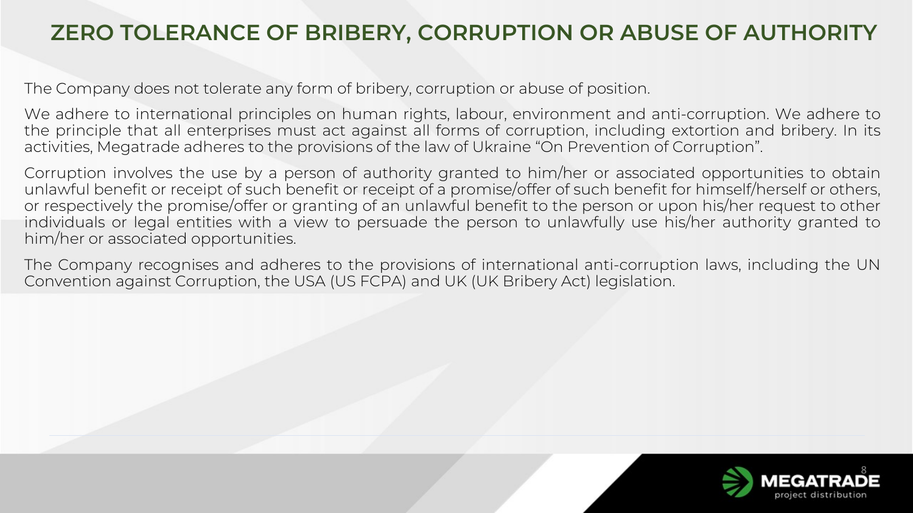# ZERO TOLERANCE OF BRIBERY, CORRUPTION OR ABUSE OF AUTHORITY

The Company does not tolerate any form of bribery, corruption or abuse of position.

We adhere to international principles on human rights, labour, environment and anti-corruption. We adhere to the principle that all enterprises must act against all forms of corruption, including extortion and bribery. In its activities, Megatrade adheres to the provisions of the law of Ukraine "On Prevention of Corruption".

Corruption involves the use by a person of authority granted to him/her or associated opportunities to obtain unlawful benefit or receipt of such benefit or receipt of a promise/offer of such benefit for himself/herself or others, or respectively the promise/offer or granting of an unlawful benefit to the person or upon his/her request to other individuals or legal entities with a view to persuade the person to unlawfully use his/her authority granted to him/her or associated opportunities.

The Company recognises and adheres to the provisions of international anti-corruption laws, including the UN Convention against Corruption, the USA (US FCPA) and UK (UK Bribery Act) legislation.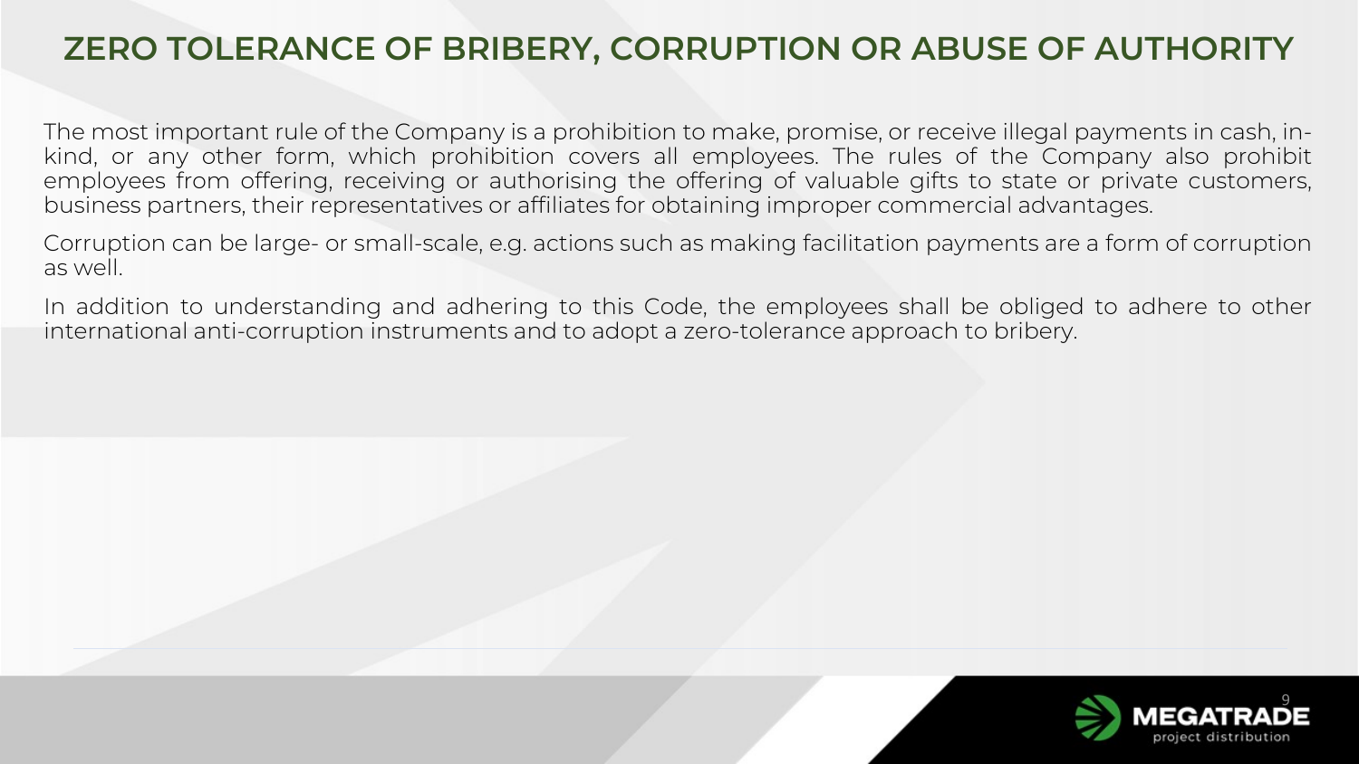# ZERO TOLERANCE OF BRIBERY, CORRUPTION OR ABUSE OF AUTHORITY

The most important rule of the Company is a prohibition to make, promise, or receive illegal payments in cash, in-kind, or any other form, which prohibition covers all employees. The rules of the Company also prohibit employees from offering, receiving or authorising the offering of valuable gifts to state or private customers, business partners, their representatives or affiliates for obtaining improper commercial advantages.

Corruption can be large- or small-scale, e.g. actions such as making facilitation payments are a form of corruption as well.

In addition to understanding and adhering to this Code, the employees shall be obliged to adhere to other international anti-corruption instruments and to adopt a zero-tolerance approach to bribery.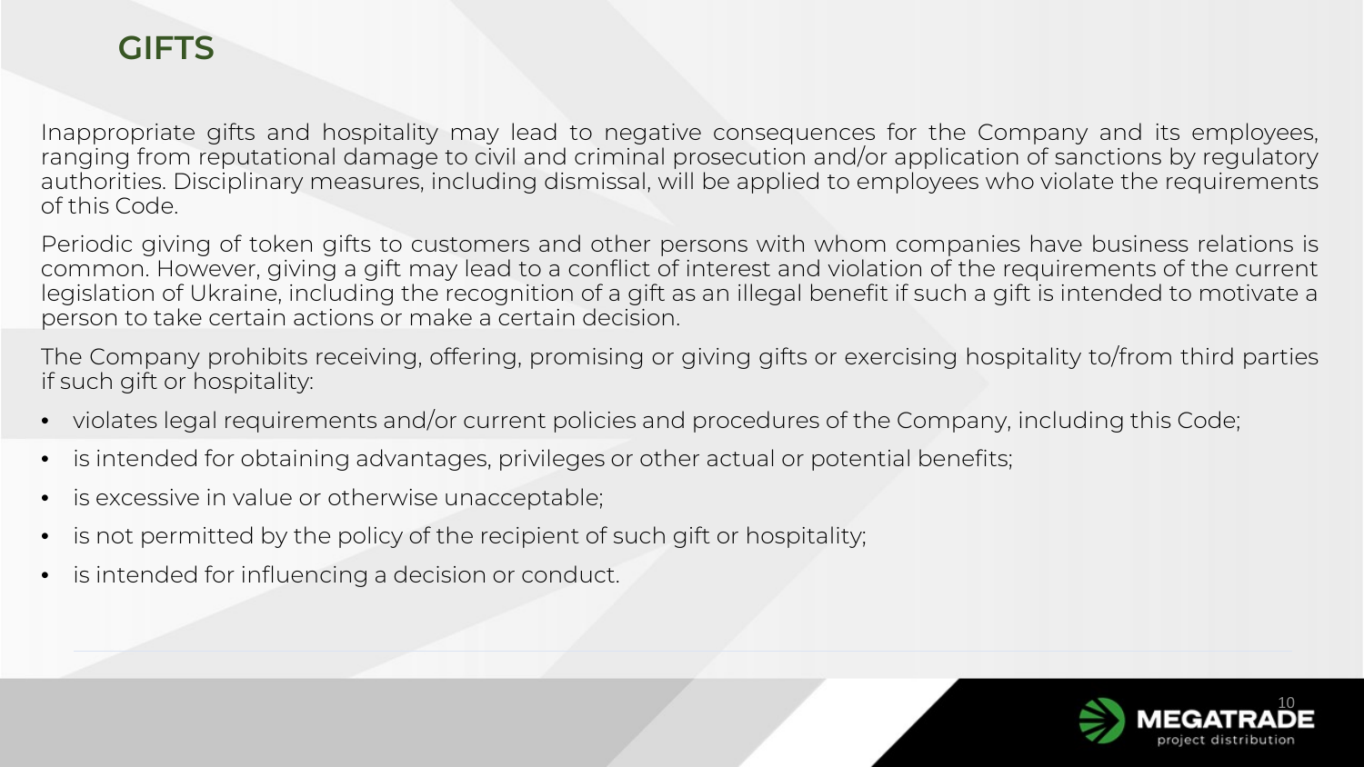# GIFTS

Inappropriate gifts and hospitality may lead to negative consequences for the Company and its employees, ranging from reputational damage to civil and criminal prosecution and/or application of sanctions by regulatory authorities. Disciplinary measures, including dismissal, will be applied to employees who violate the requirements of this Code.

Periodic giving of token gifts to customers and other persons with whom companies have business relations is common. However, giving a gift may lead to a conflict of interest and violation of the requirements of the current legislation of Ukraine, including the recognition of a gift as an illegal benefit if such a gift is intended to motivate a person to take certain actions or make a certain decision.

The Company prohibits receiving, offering, promising or giving gifts or exercising hospitality to/from third parties if such gift or hospitality:

- violates legal requirements and/or current policies and procedures of the Company, including this Code;
- is intended for obtaining advantages, privileges or other actual or potential benefits;
- is excessive in value or otherwise unacceptable;
- is not permitted by the policy of the recipient of such gift or hospitality;
- is intended for influencing a decision or conduct.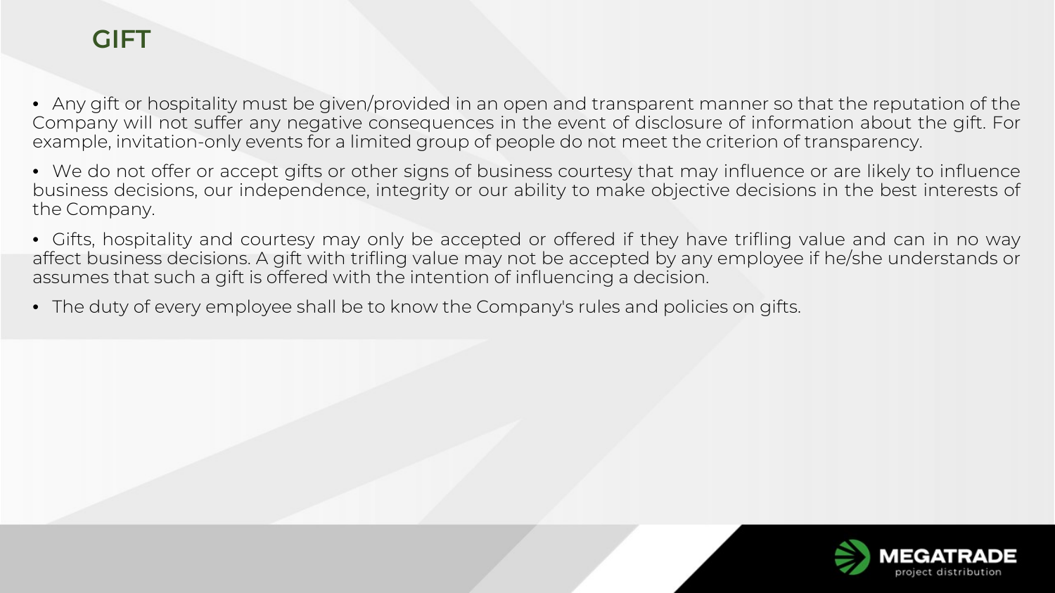# GIFT

- Any gift or hospitality must be given/provided in an open and transparent manner so that the reputation of the Company will not suffer any negative consequences in the event of disclosure of information about the gift. For example, invitation-only events for a limited group of people do not meet the criterion of transparency.
- We do not offer or accept gifts or other signs of business courtesy that may influence or are likely to influence business decisions, our independence, integrity or our ability to make objective decisions in the best interests of the Company.
- Gifts, hospitality and courtesy may only be accepted or offered if they have trifling value and can in no way affect business decisions. A gift with trifling value may not be accepted by any employee if he/she understands or assumes that such a gift is offered with the intention of influencing a decision.
- The duty of every employee shall be to know the Company's rules and policies on gifts.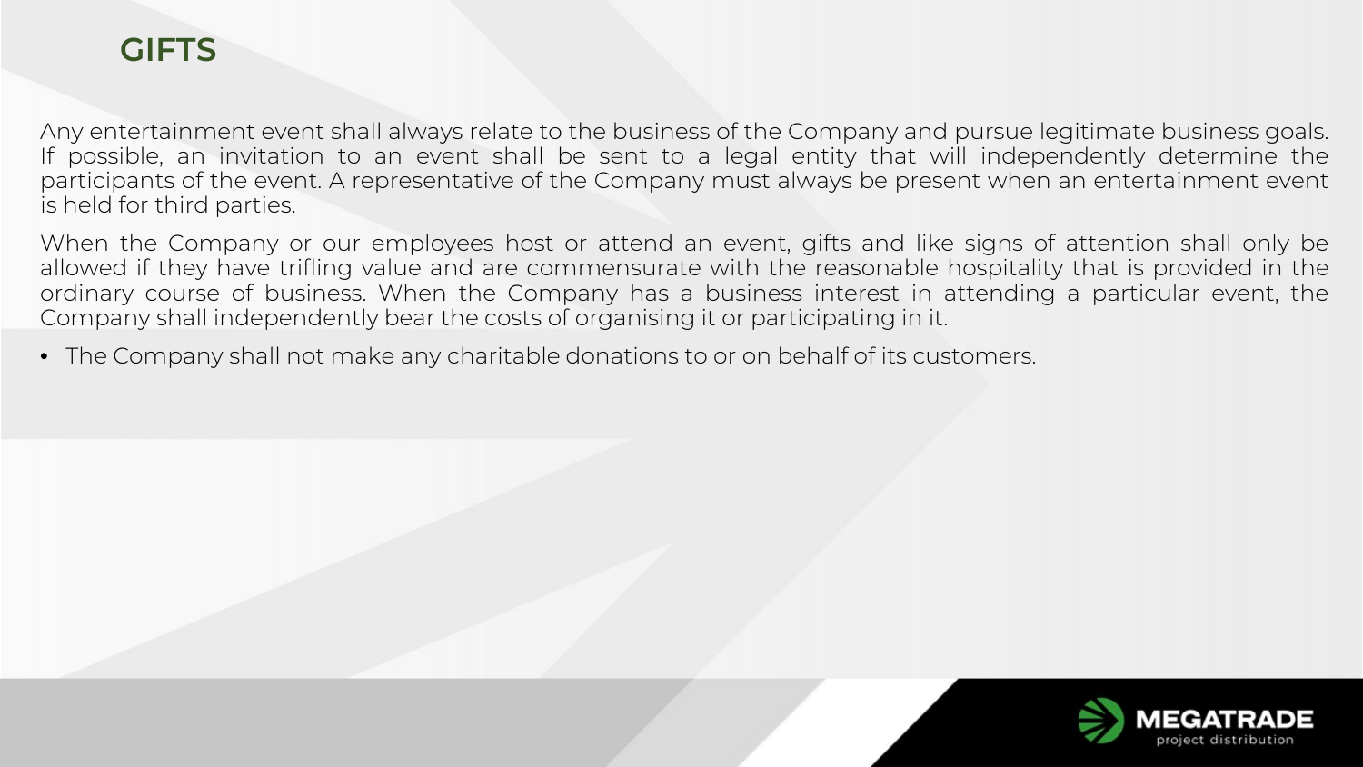# GIFTS

Any entertainment event shall always relate to the business of the Company and pursue legitimate business goals. If possible, an invitation to an event shall be sent to a legal entity that will independently determine the participants of the event. A representative of the Company must always be present when an entertainment event is held for third parties.

When the Company or our employees host or attend an event, gifts and like signs of attention shall only be allowed if they have trifling value and are commensurate with the reasonable hospitality that is provided in the ordinary course of business. When the Company has a business interest in attending a particular event, the Company shall independently bear the costs of organising it or participating in it.

- The Company shall not make any charitable donations to or on behalf of its customers.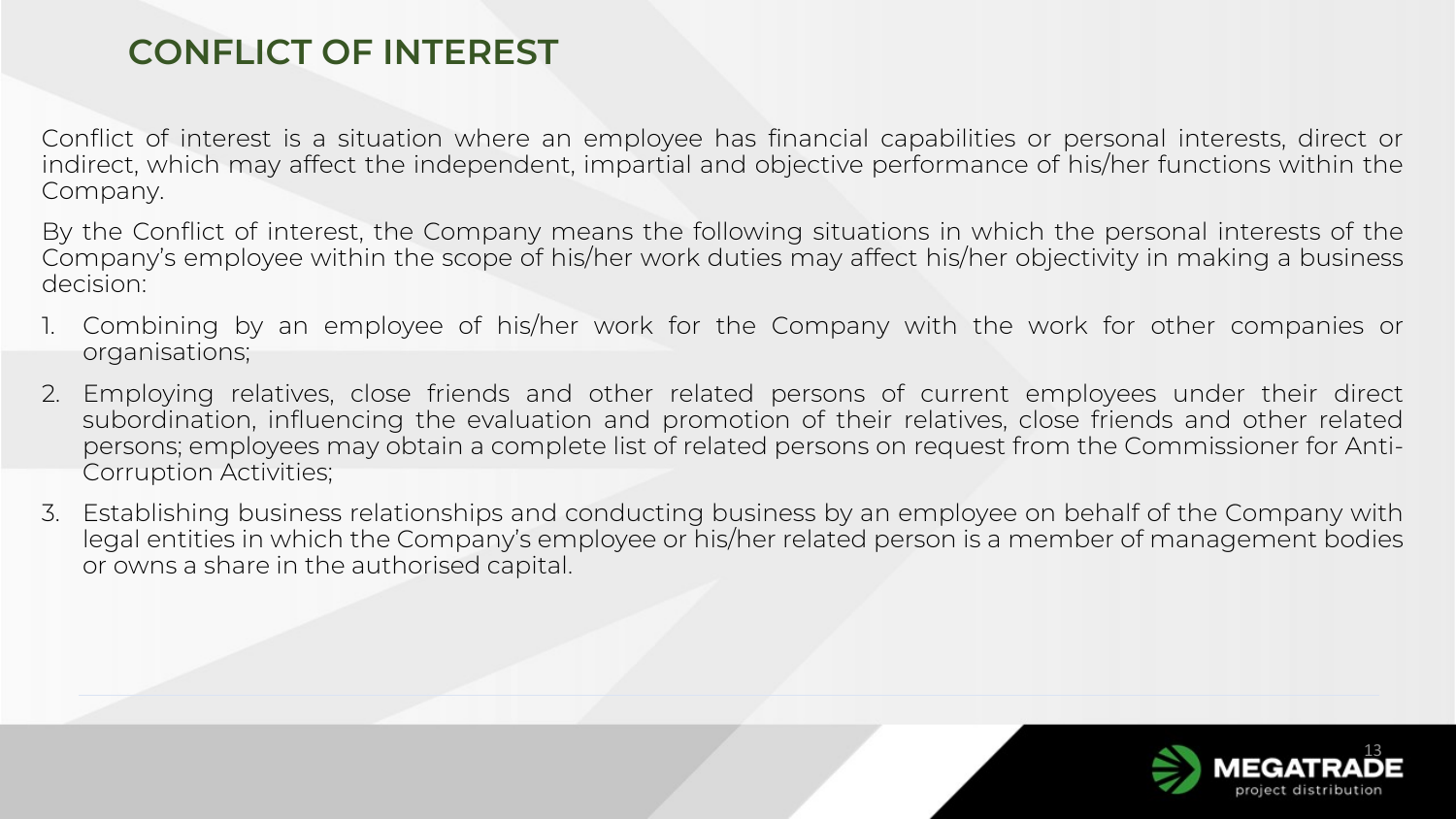## CONFLICT OF INTEREST

Conflict of interest is a situation where an employee has financial capabilities or personal interests, direct or indirect, which may affect the independent, impartial and objective performance of his/her functions within the Company.

By the Conflict of interest, the Company means the following situations in which the personal interests of the Company's employee within the scope of his/her work duties may affect his/her objectivity in making a business decision:

1. Combining by an employee of his/her work for the Company with the work for other companies or organisations;
2. Employing relatives, close friends and other related persons of current employees under their direct subordination, influencing the evaluation and promotion of their relatives, close friends and other related persons; employees may obtain a complete list of related persons on request from the Commissioner for Anti-Corruption Activities;
3. Establishing business relationships and conducting business by an employee on behalf of the Company with legal entities in which the Company's employee or his/her related person is a member of management bodies or owns a share in the authorised capital.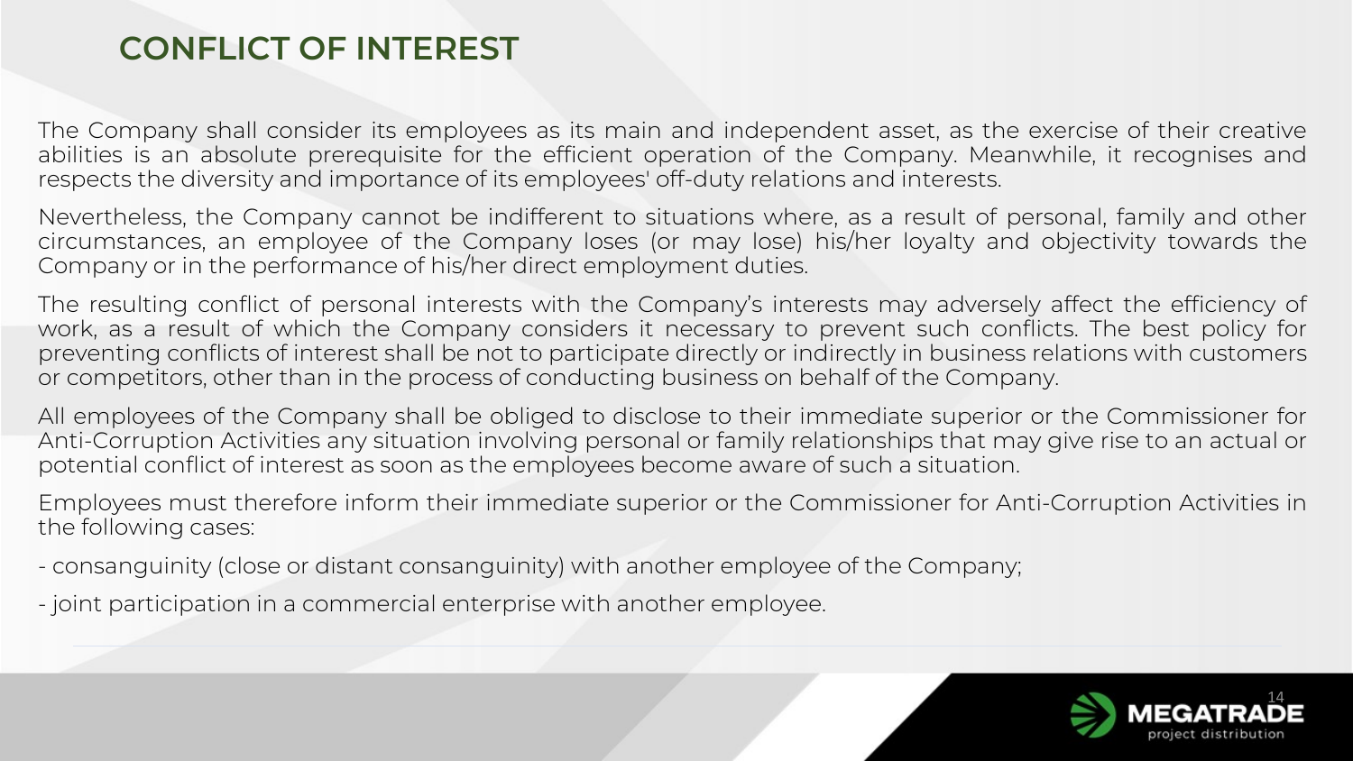# CONFLICT OF INTEREST

The Company shall consider its employees as its main and independent asset, as the exercise of their creative abilities is an absolute prerequisite for the efficient operation of the Company. Meanwhile, it recognises and respects the diversity and importance of its employees' off-duty relations and interests.

Nevertheless, the Company cannot be indifferent to situations where, as a result of personal, family and other circumstances, an employee of the Company loses (or may lose) his/her loyalty and objectivity towards the Company or in the performance of his/her direct employment duties.

The resulting conflict of personal interests with the Company's interests may adversely affect the efficiency of work, as a result of which the Company considers it necessary to prevent such conflicts. The best policy for preventing conflicts of interest shall be not to participate directly or indirectly in business relations with customers or competitors, other than in the process of conducting business on behalf of the Company.

All employees of the Company shall be obliged to disclose to their immediate superior or the Commissioner for Anti-Corruption Activities any situation involving personal or family relationships that may give rise to an actual or potential conflict of interest as soon as the employees become aware of such a situation.

Employees must therefore inform their immediate superior or the Commissioner for Anti-Corruption Activities in the following cases:

- consanguinity (close or distant consanguinity) with another employee of the Company;

- joint participation in a commercial enterprise with another employee.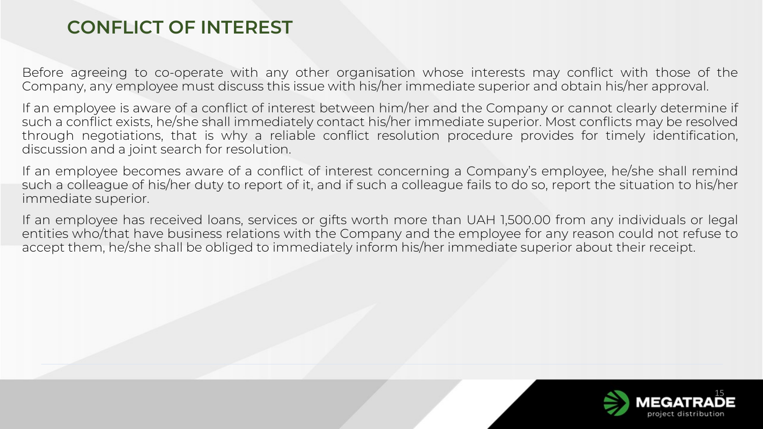# CONFLICT OF INTEREST

Before agreeing to co-operate with any other organisation whose interests may conflict with those of the Company, any employee must discuss this issue with his/her immediate superior and obtain his/her approval.

If an employee is aware of a conflict of interest between him/her and the Company or cannot clearly determine if such a conflict exists, he/she shall immediately contact his/her immediate superior. Most conflicts may be resolved through negotiations, that is why a reliable conflict resolution procedure provides for timely identification, discussion and a joint search for resolution.

If an employee becomes aware of a conflict of interest concerning a Company's employee, he/she shall remind such a colleague of his/her duty to report of it, and if such a colleague fails to do so, report the situation to his/her immediate superior.

If an employee has received loans, services or gifts worth more than UAH 1,500.00 from any individuals or legal entities who/that have business relations with the Company and the employee for any reason could not refuse to accept them, he/she shall be obliged to immediately inform his/her immediate superior about their receipt.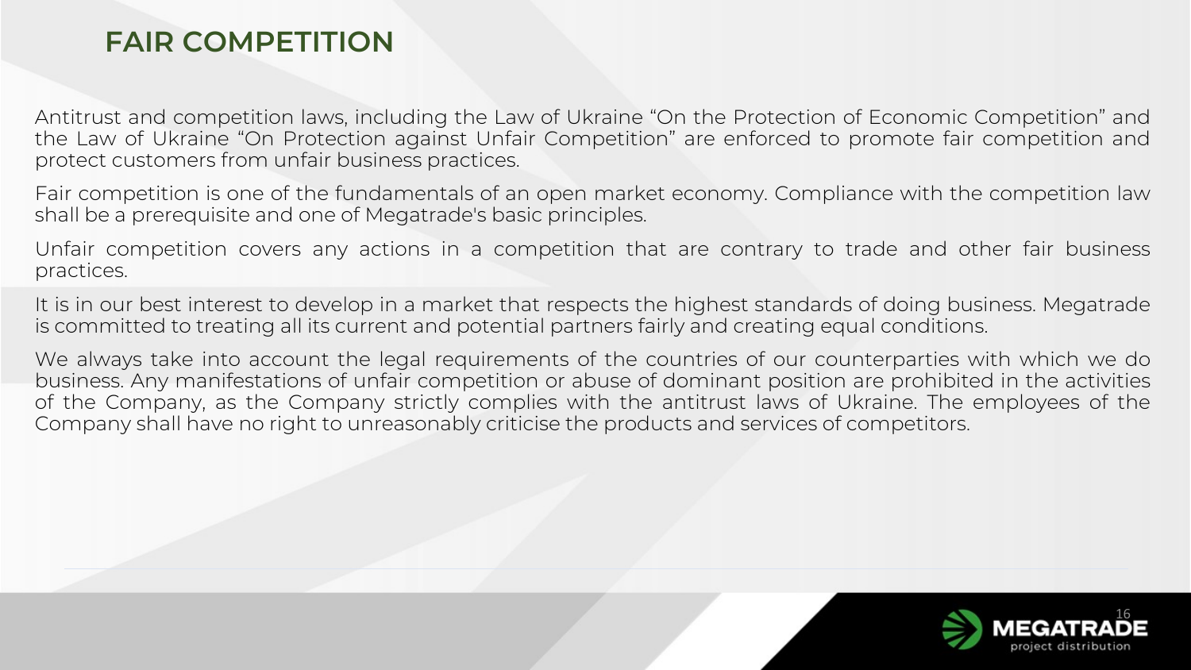# FAIR COMPETITION

Antitrust and competition laws, including the Law of Ukraine "On the Protection of Economic Competition" and the Law of Ukraine "On Protection against Unfair Competition" are enforced to promote fair competition and protect customers from unfair business practices.

Fair competition is one of the fundamentals of an open market economy. Compliance with the competition law shall be a prerequisite and one of Megatrade's basic principles.

Unfair competition covers any actions in a competition that are contrary to trade and other fair business practices.

It is in our best interest to develop in a market that respects the highest standards of doing business. Megatrade is committed to treating all its current and potential partners fairly and creating equal conditions.

We always take into account the legal requirements of the countries of our counterparties with which we do business. Any manifestations of unfair competition or abuse of dominant position are prohibited in the activities of the Company, as the Company strictly complies with the antitrust laws of Ukraine. The employees of the Company shall have no right to unreasonably criticise the products and services of competitors.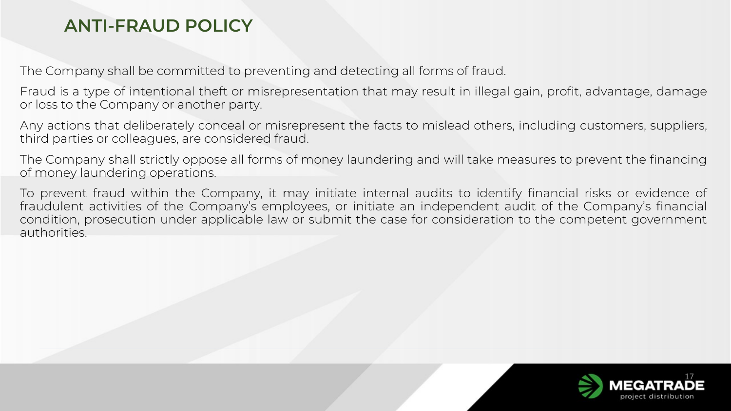# ANTI-FRAUD POLICY

The Company shall be committed to preventing and detecting all forms of fraud.

Fraud is a type of intentional theft or misrepresentation that may result in illegal gain, profit, advantage, damage or loss to the Company or another party.

Any actions that deliberately conceal or misrepresent the facts to mislead others, including customers, suppliers, third parties or colleagues, are considered fraud.

The Company shall strictly oppose all forms of money laundering and will take measures to prevent the financing of money laundering operations.

To prevent fraud within the Company, it may initiate internal audits to identify financial risks or evidence of fraudulent activities of the Company's employees, or initiate an independent audit of the Company's financial condition, prosecution under applicable law or submit the case for consideration to the competent government authorities.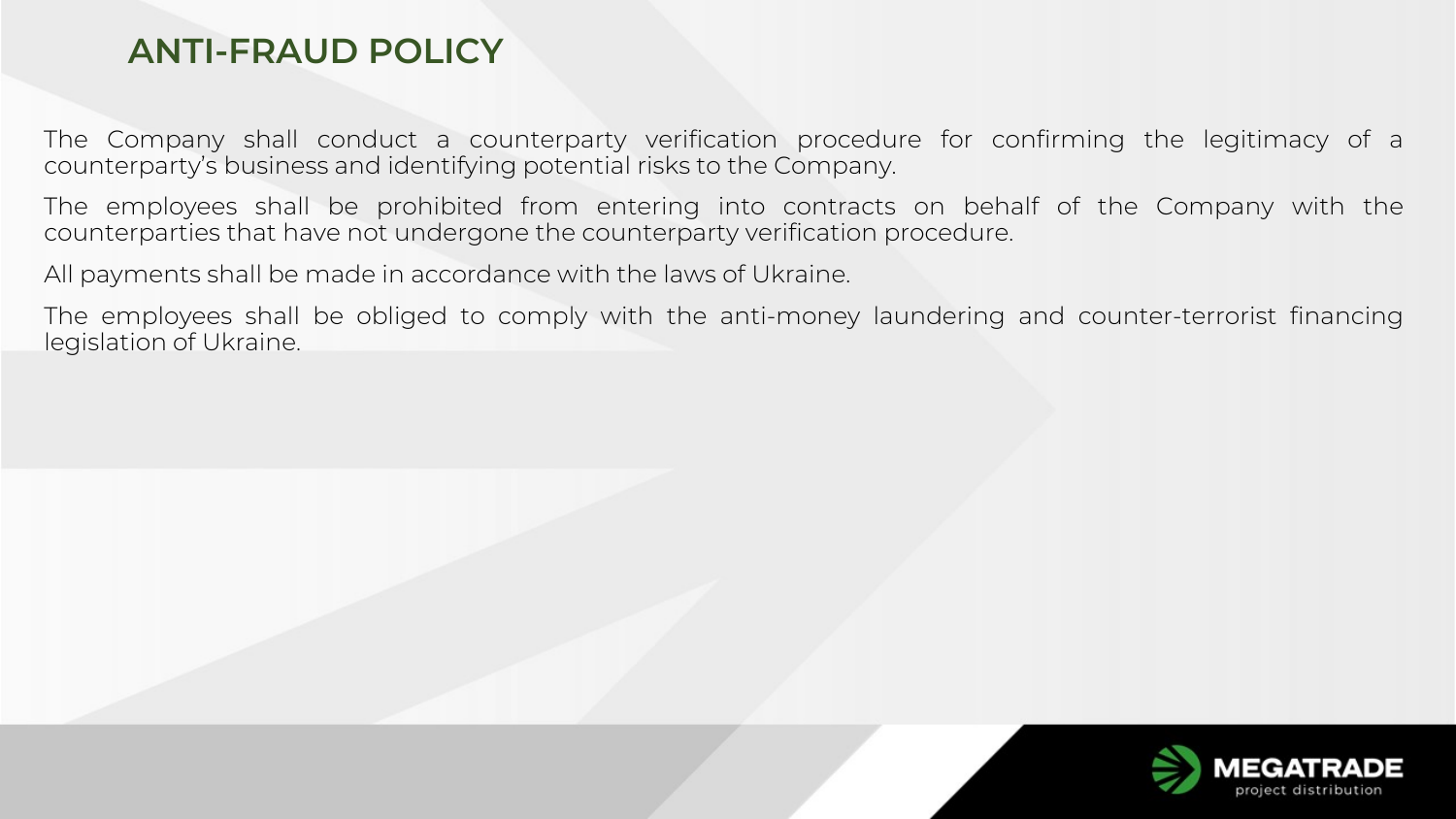# ANTI-FRAUD POLICY

The Company shall conduct a counterparty verification procedure for confirming the legitimacy of a counterparty's business and identifying potential risks to the Company.

The employees shall be prohibited from entering into contracts on behalf of the Company with the counterparties that have not undergone the counterparty verification procedure.

All payments shall be made in accordance with the laws of Ukraine.

The employees shall be obliged to comply with the anti-money laundering and counter-terrorist financing legislation of Ukraine.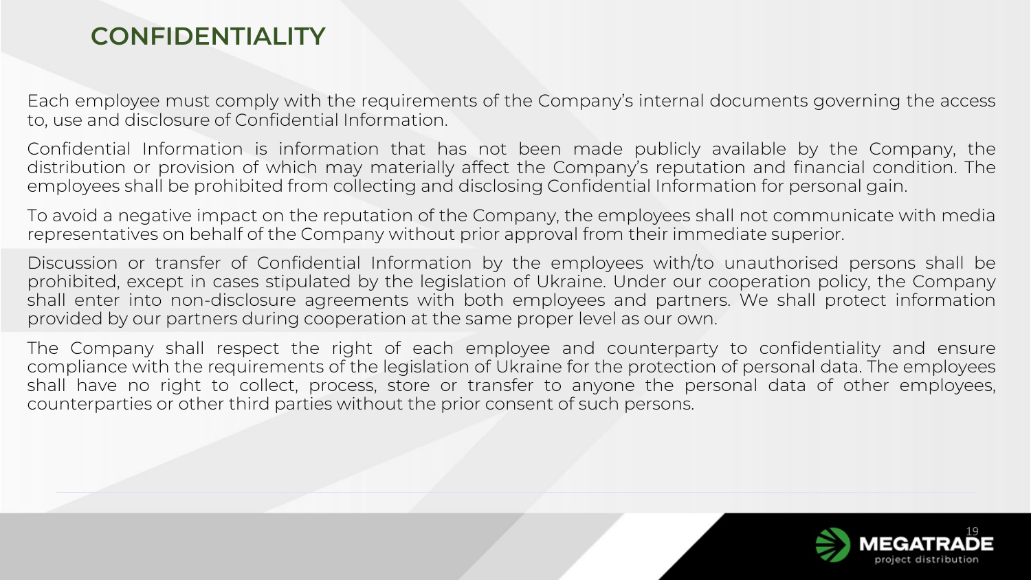# CONFIDENTIALITY

Each employee must comply with the requirements of the Company's internal documents governing the access to, use and disclosure of Confidential Information.

Confidential Information is information that has not been made publicly available by the Company, the distribution or provision of which may materially affect the Company's reputation and financial condition. The employees shall be prohibited from collecting and disclosing Confidential Information for personal gain.

To avoid a negative impact on the reputation of the Company, the employees shall not communicate with media representatives on behalf of the Company without prior approval from their immediate superior.

Discussion or transfer of Confidential Information by the employees with/to unauthorised persons shall be prohibited, except in cases stipulated by the legislation of Ukraine. Under our cooperation policy, the Company shall enter into non-disclosure agreements with both employees and partners. We shall protect information provided by our partners during cooperation at the same proper level as our own.

The Company shall respect the right of each employee and counterparty to confidentiality and ensure compliance with the requirements of the legislation of Ukraine for the protection of personal data. The employees shall have no right to collect, process, store or transfer to anyone the personal data of other employees, counterparties or other third parties without the prior consent of such persons.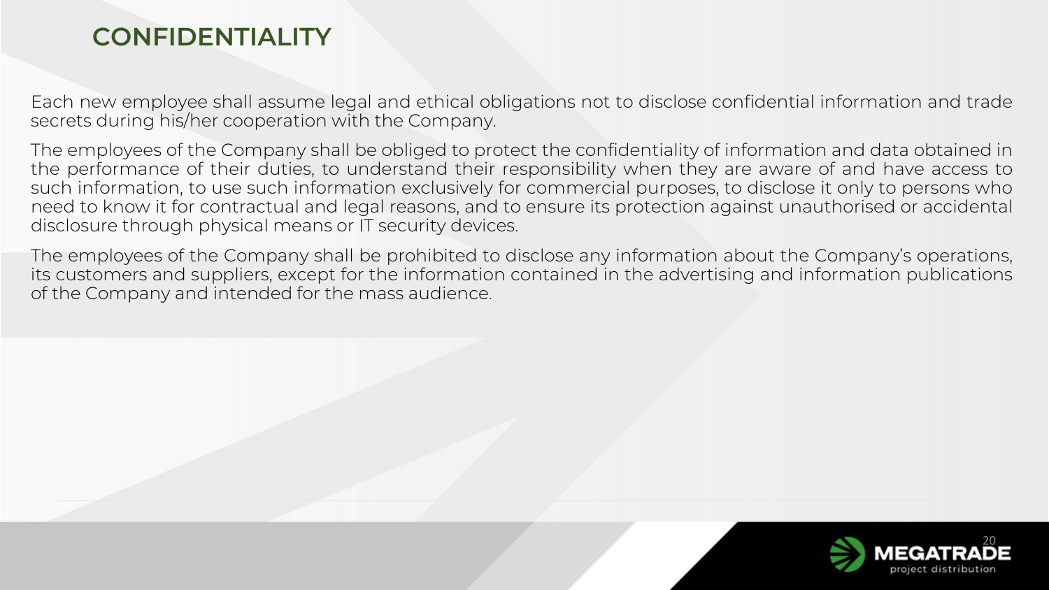## CONFIDENTIALITY

Each new employee shall assume legal and ethical obligations not to disclose confidential information and trade secrets during his/her cooperation with the Company.

The employees of the Company shall be obliged to protect the confidentiality of information and data obtained in the performance of their duties, to understand their responsibility when they are aware of and have access to such information, to use such information exclusively for commercial purposes, to disclose it only to persons who need to know it for contractual and legal reasons, and to ensure its protection against unauthorised or accidental disclosure through physical means or IT security devices.

The employees of the Company shall be prohibited to disclose any information about the Company's operations, its customers and suppliers, except for the information contained in the advertising and information publications of the Company and intended for the mass audience.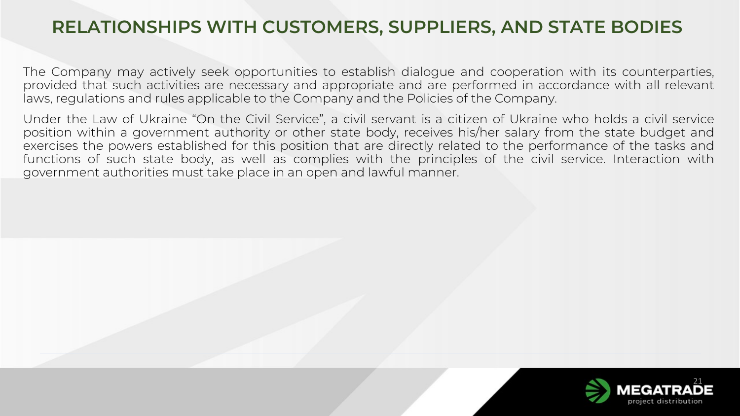# RELATIONSHIPS WITH CUSTOMERS, SUPPLIERS, AND STATE BODIES

The Company may actively seek opportunities to establish dialogue and cooperation with its counterparties, provided that such activities are necessary and appropriate and are performed in accordance with all relevant laws, regulations and rules applicable to the Company and the Policies of the Company.

Under the Law of Ukraine "On the Civil Service", a civil servant is a citizen of Ukraine who holds a civil service position within a government authority or other state body, receives his/her salary from the state budget and exercises the powers established for this position that are directly related to the performance of the tasks and functions of such state body, as well as complies with the principles of the civil service. Interaction with government authorities must take place in an open and lawful manner.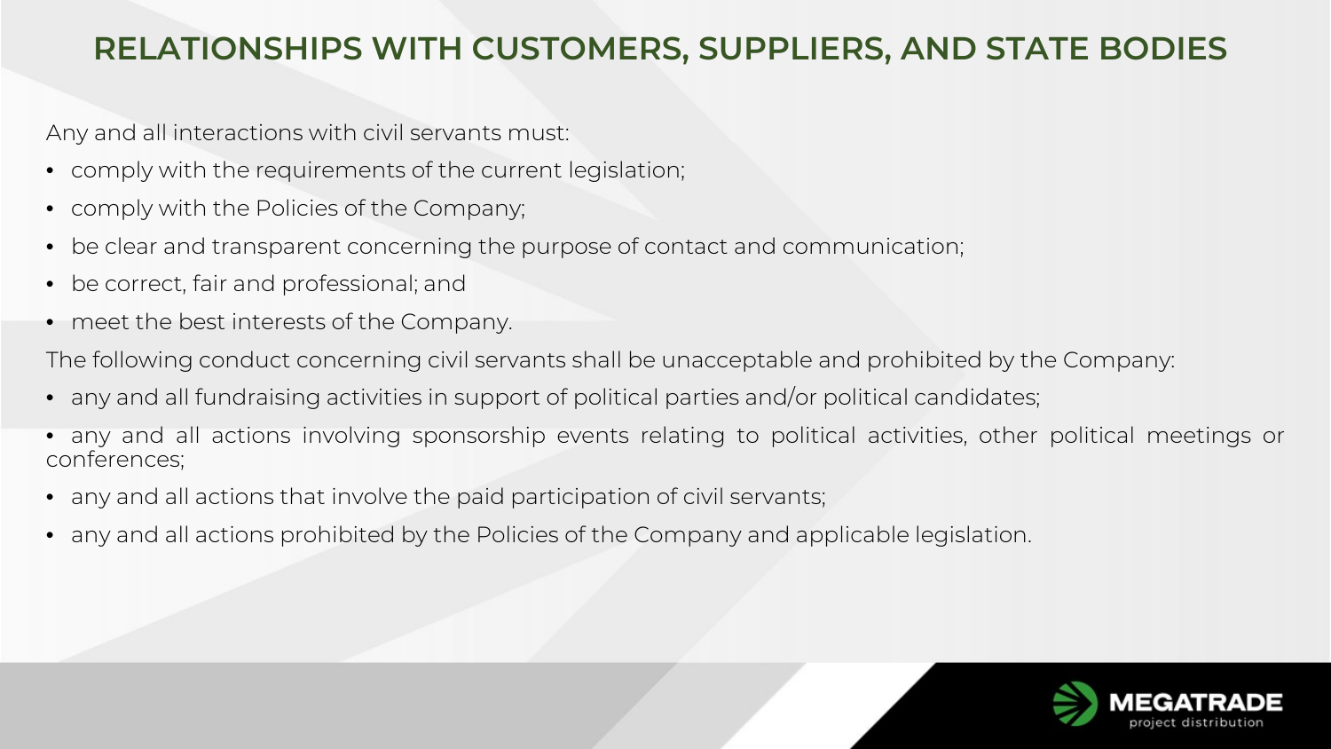# RELATIONSHIPS WITH CUSTOMERS, SUPPLIERS, AND STATE BODIES

Any and all interactions with civil servants must:

- comply with the requirements of the current legislation;
- comply with the Policies of the Company;
- be clear and transparent concerning the purpose of contact and communication;
- be correct, fair and professional; and
- meet the best interests of the Company.

The following conduct concerning civil servants shall be unacceptable and prohibited by the Company:

- any and all fundraising activities in support of political parties and/or political candidates;
- any and all actions involving sponsorship events relating to political activities, other political meetings or conferences;
- any and all actions that involve the paid participation of civil servants;
- any and all actions prohibited by the Policies of the Company and applicable legislation.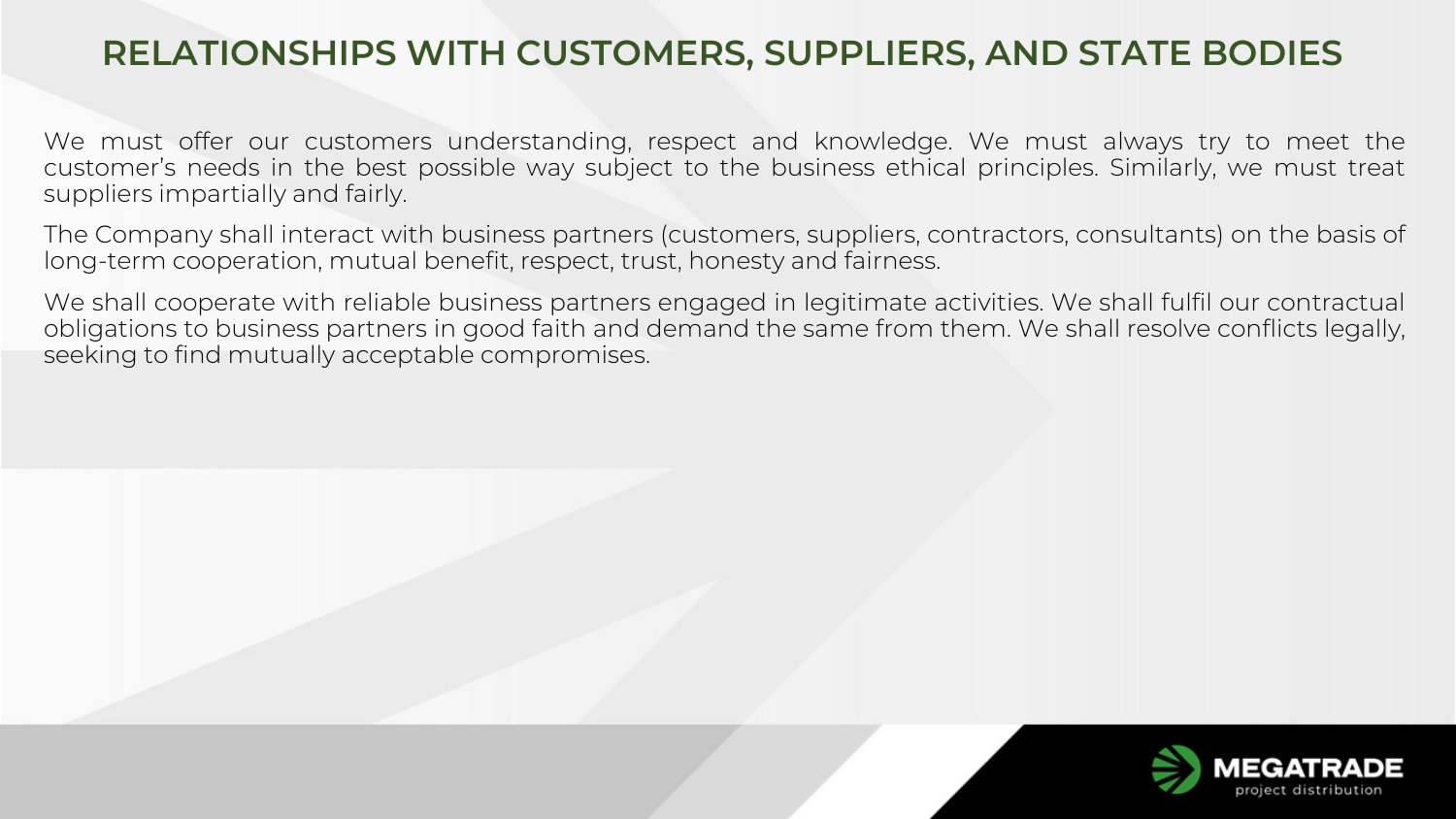## RELATIONSHIPS WITH CUSTOMERS, SUPPLIERS, AND STATE BODIES

We must offer our customers understanding, respect and knowledge. We must always try to meet the customer's needs in the best possible way subject to the business ethical principles. Similarly, we must treat suppliers impartially and fairly.

The Company shall interact with business partners (customers, suppliers, contractors, consultants) on the basis of long-term cooperation, mutual benefit, respect, trust, honesty and fairness.

We shall cooperate with reliable business partners engaged in legitimate activities. We shall fulfil our contractual obligations to business partners in good faith and demand the same from them. We shall resolve conflicts legally, seeking to find mutually acceptable compromises.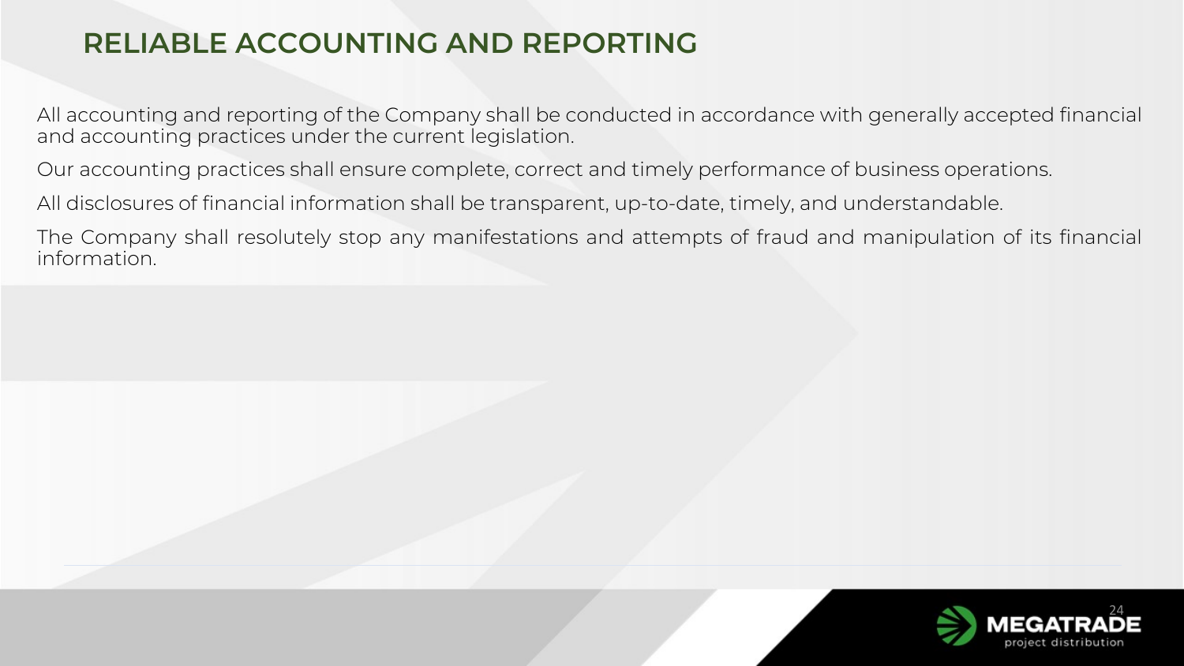## RELIABLE ACCOUNTING AND REPORTING

All accounting and reporting of the Company shall be conducted in accordance with generally accepted financial and accounting practices under the current legislation.

Our accounting practices shall ensure complete, correct and timely performance of business operations.

All disclosures of financial information shall be transparent, up-to-date, timely, and understandable.

The Company shall resolutely stop any manifestations and attempts of fraud and manipulation of its financial information.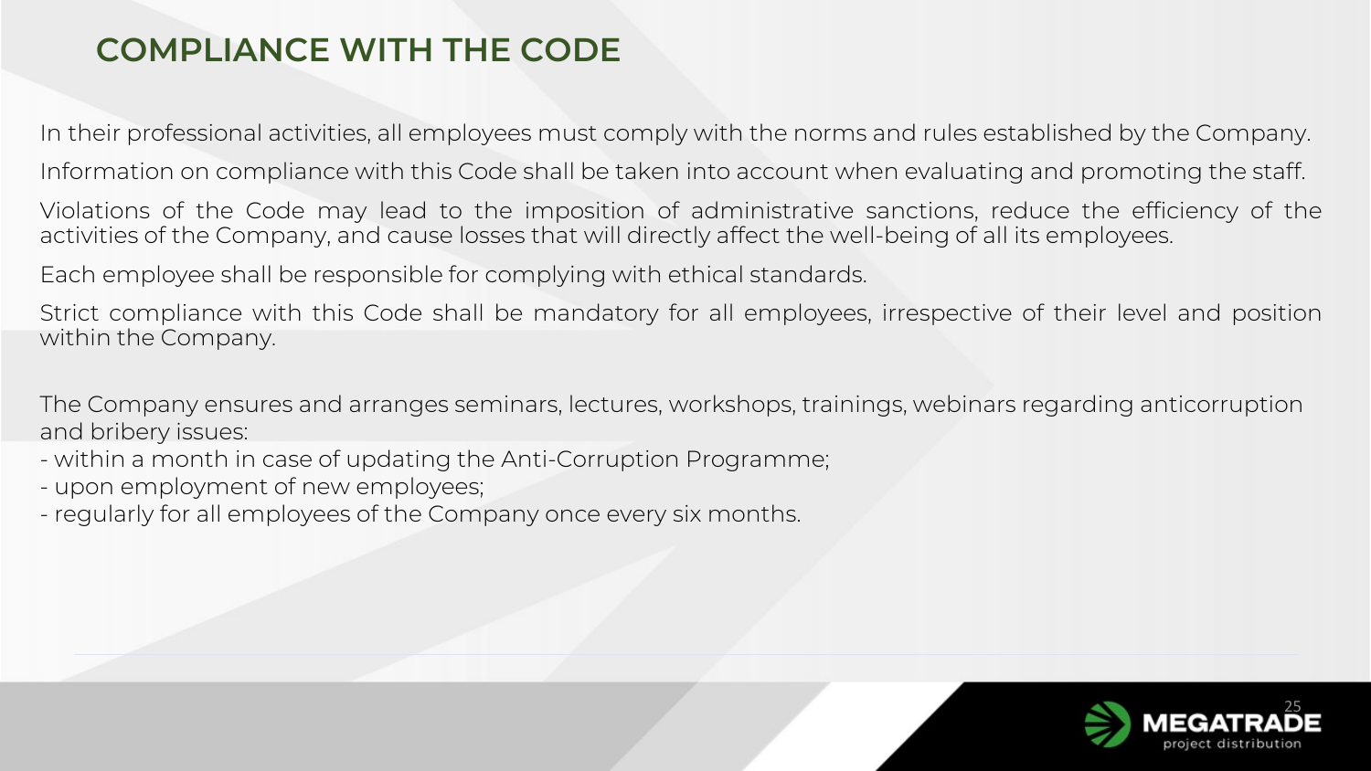## COMPLIANCE WITH THE CODE

In their professional activities, all employees must comply with the norms and rules established by the Company.

Information on compliance with this Code shall be taken into account when evaluating and promoting the staff.

Violations of the Code may lead to the imposition of administrative sanctions, reduce the efficiency of the activities of the Company, and cause losses that will directly affect the well-being of all its employees.

Each employee shall be responsible for complying with ethical standards.

Strict compliance with this Code shall be mandatory for all employees, irrespective of their level and position within the Company.

The Company ensures and arranges seminars, lectures, workshops, trainings, webinars regarding anticorruption and bribery issues:

- within a month in case of updating the Anti-Corruption Programme;
- upon employment of new employees;
- regularly for all employees of the Company once every six months.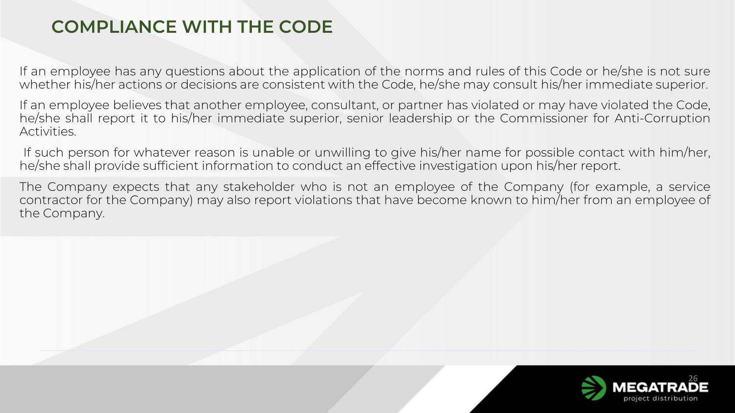## COMPLIANCE WITH THE CODE

If an employee has any questions about the application of the norms and rules of this Code or he/she is not sure whether his/her actions or decisions are consistent with the Code, he/she may consult his/her immediate superior.

If an employee believes that another employee, consultant, or partner has violated or may have violated the Code, he/she shall report it to his/her immediate superior, senior leadership or the Commissioner for Anti-Corruption Activities.

If such person for whatever reason is unable or unwilling to give his/her name for possible contact with him/her, he/she shall provide sufficient information to conduct an effective investigation upon his/her report.

The Company expects that any stakeholder who is not an employee of the Company (for example, a service contractor for the Company) may also report violations that have become known to him/her from an employee of the Company.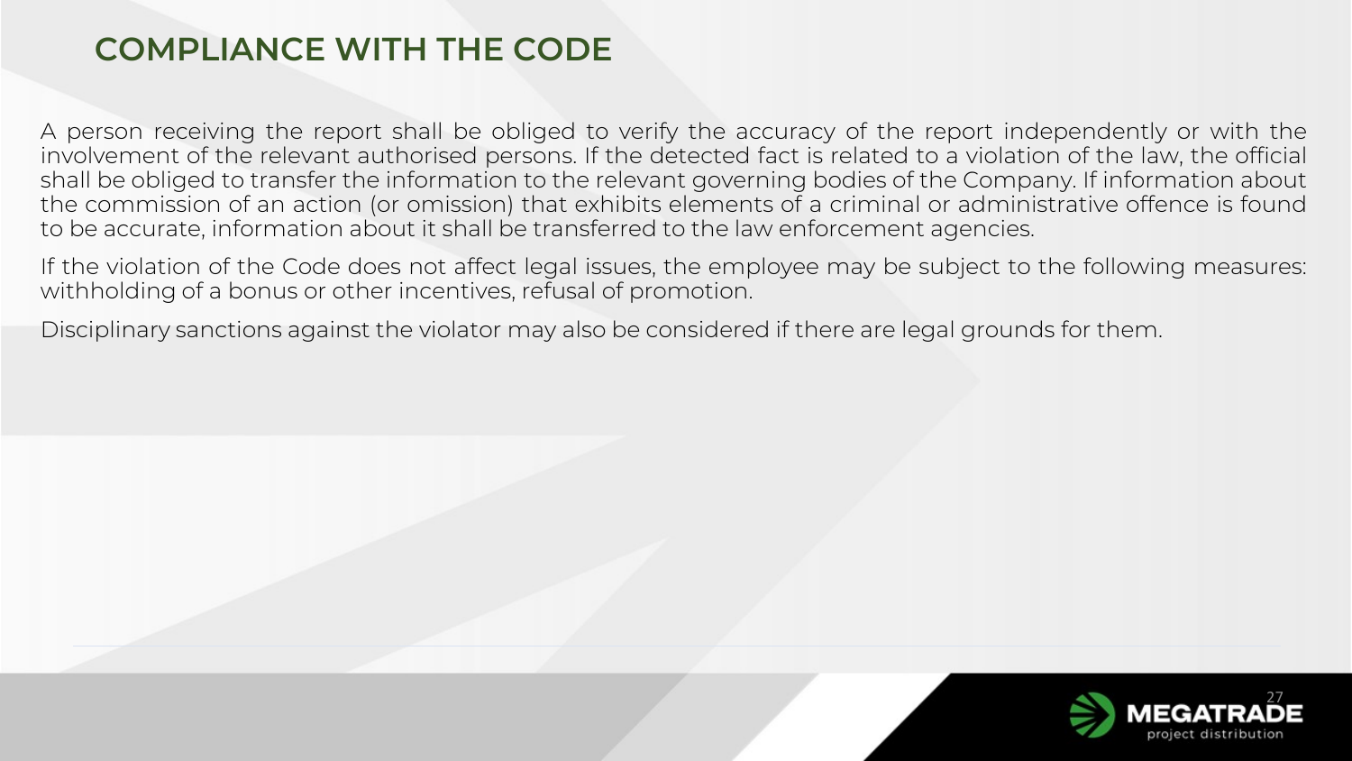## COMPLIANCE WITH THE CODE

A person receiving the report shall be obliged to verify the accuracy of the report independently or with the involvement of the relevant authorised persons. If the detected fact is related to a violation of the law, the official shall be obliged to transfer the information to the relevant governing bodies of the Company. If information about the commission of an action (or omission) that exhibits elements of a criminal or administrative offence is found to be accurate, information about it shall be transferred to the law enforcement agencies.

If the violation of the Code does not affect legal issues, the employee may be subject to the following measures: withholding of a bonus or other incentives, refusal of promotion.

Disciplinary sanctions against the violator may also be considered if there are legal grounds for them.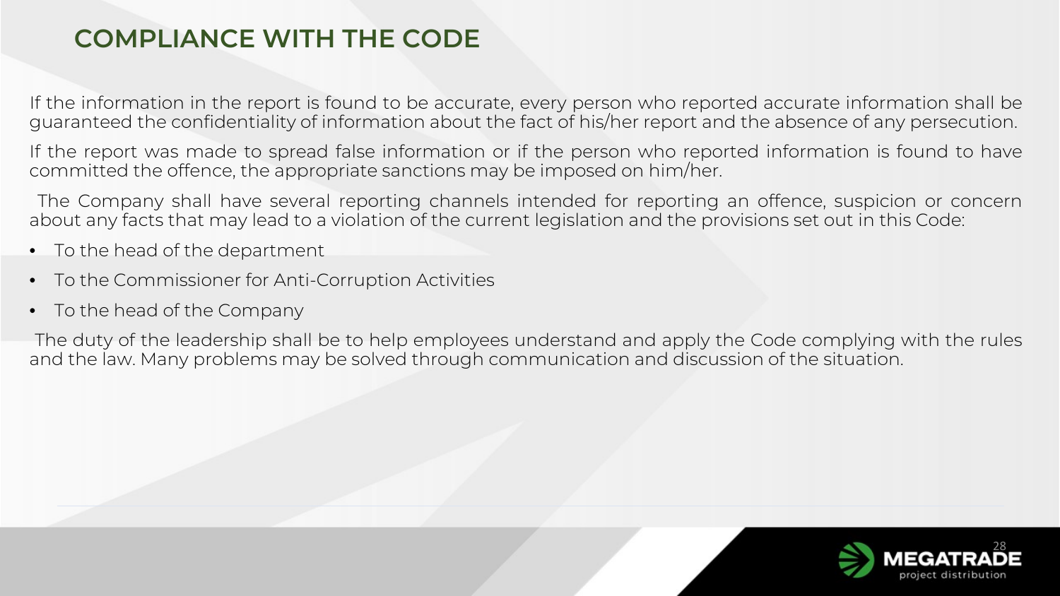## COMPLIANCE WITH THE CODE

If the information in the report is found to be accurate, every person who reported accurate information shall be guaranteed the confidentiality of information about the fact of his/her report and the absence of any persecution.

If the report was made to spread false information or if the person who reported information is found to have committed the offence, the appropriate sanctions may be imposed on him/her.

The Company shall have several reporting channels intended for reporting an offence, suspicion or concern about any facts that may lead to a violation of the current legislation and the provisions set out in this Code:

- To the head of the department
- To the Commissioner for Anti-Corruption Activities
- To the head of the Company

The duty of the leadership shall be to help employees understand and apply the Code complying with the rules and the law. Many problems may be solved through communication and discussion of the situation.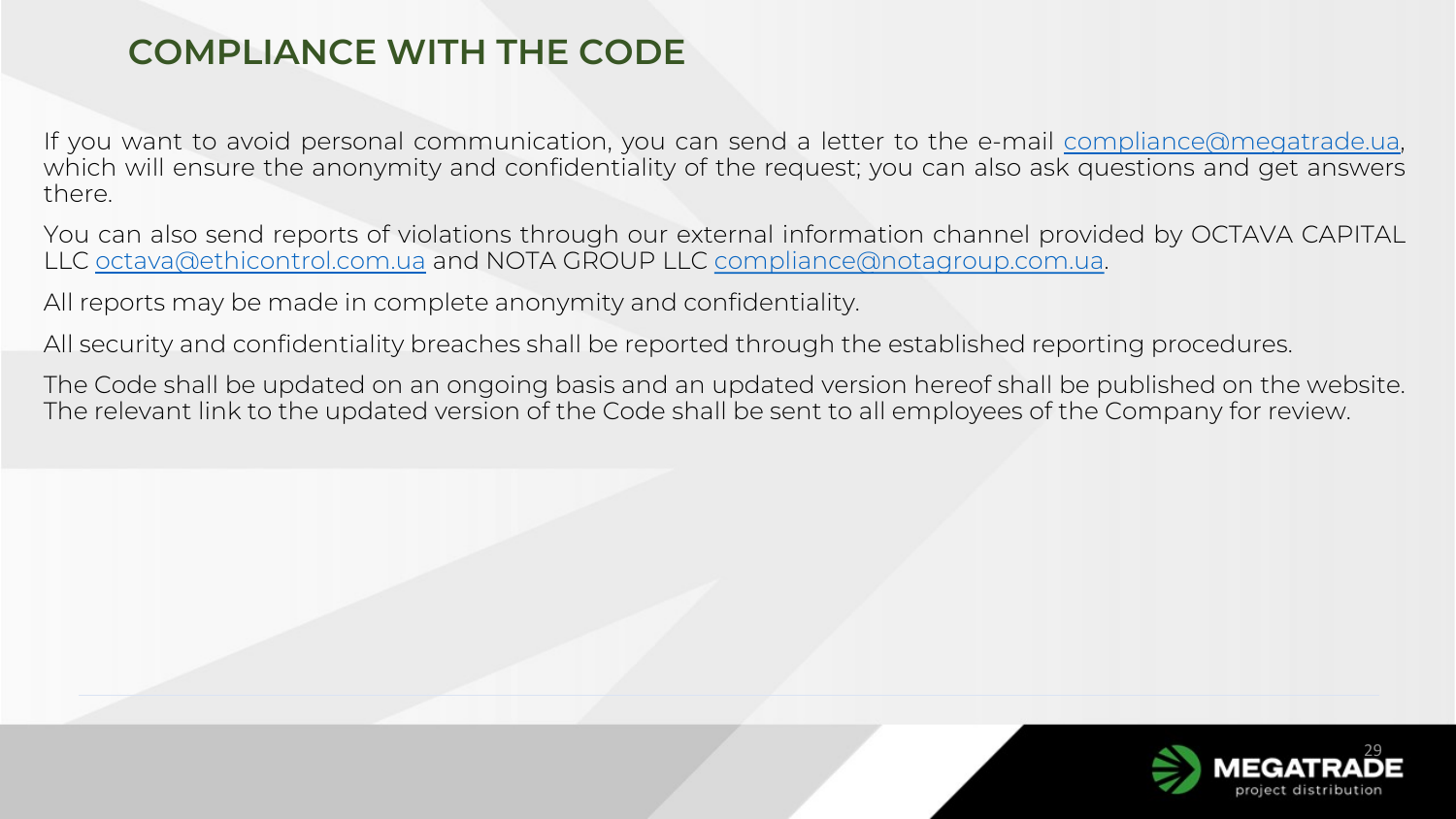## COMPLIANCE WITH THE CODE

If you want to avoid personal communication, you can send a letter to the e-mail compliance@megatrade.ua, which will ensure the anonymity and confidentiality of the request; you can also ask questions and get answers there.

You can also send reports of violations through our external information channel provided by OCTAVA CAPITAL LLC octava@ethicontrol.com.ua and NOTA GROUP LLC compliance@notagroup.com.ua.

All reports may be made in complete anonymity and confidentiality.

All security and confidentiality breaches shall be reported through the established reporting procedures.

The Code shall be updated on an ongoing basis and an updated version hereof shall be published on the website. The relevant link to the updated version of the Code shall be sent to all employees of the Company for review.